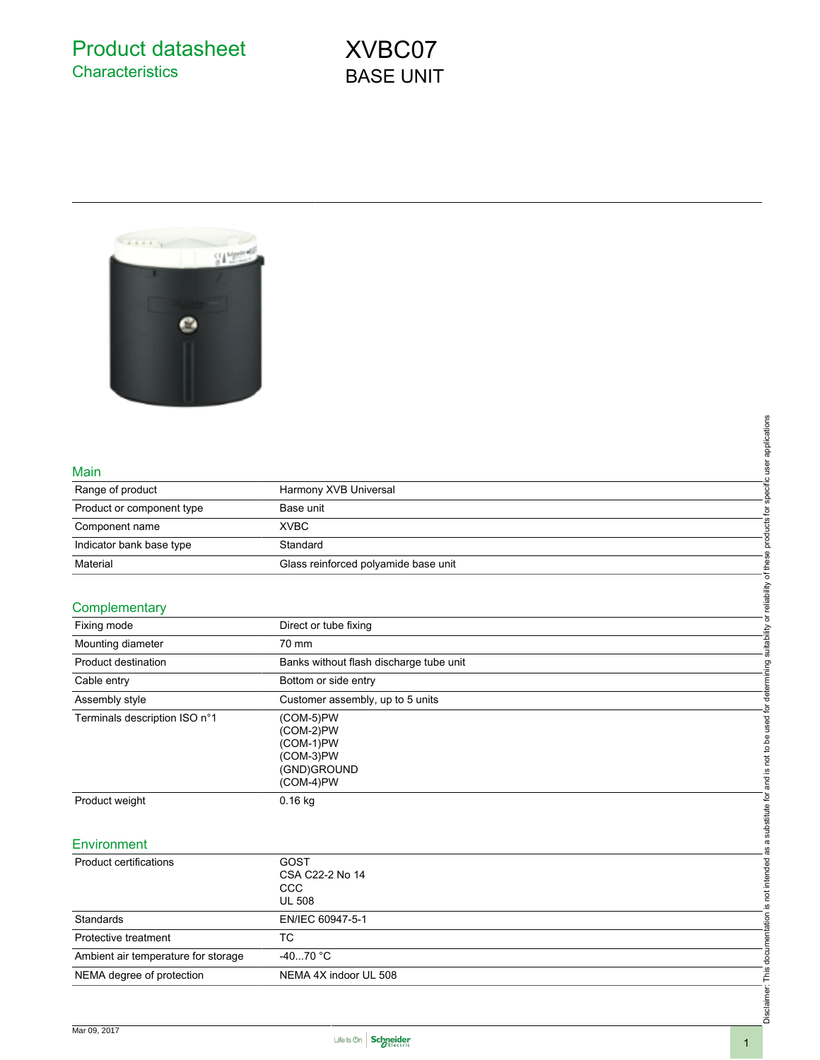# Product datasheet

## Characteristics

# XVBC07

## BASE UNIT

### Main

| | |
|---|---|
| Range of product | Harmony XVB Universal |
| Product or component type | Base unit |
| Component name | XVBC |
| Indicator bank base type | Standard |
| Material | Glass reinforced polyamide base unit |

### Complementary

| | |
|---|---|
| Fixing mode | Direct or tube fixing |
| Mounting diameter | 70 mm |
| Product destination | Banks without flash discharge tube unit |
| Cable entry | Bottom or side entry |
| Assembly style | Customer assembly, up to 5 units |
| Terminals description ISO n°1 | (COM-5)PW<br>(COM-2)PW<br>(COM-1)PW<br>(COM-3)PW<br>(GND)GROUND<br>(COM-4)PW |
| Product weight | 0.16 kg |

### Environment

| | |
|---|---|
| Product certifications | GOST<br>CSA C22-2 No 14<br>CCC<br>UL 508 |
| Standards | EN/IEC 60947-5-1 |
| Protective treatment | TC |
| Ambient air temperature for storage | -40...70 °C |
| NEMA degree of protection | NEMA 4X indoor UL 508 |

Disclaimer: This documentation is not intended as a substitute for and is not to be used for determining suitability or reliability of these products for specific user applications

Mar 09, 2017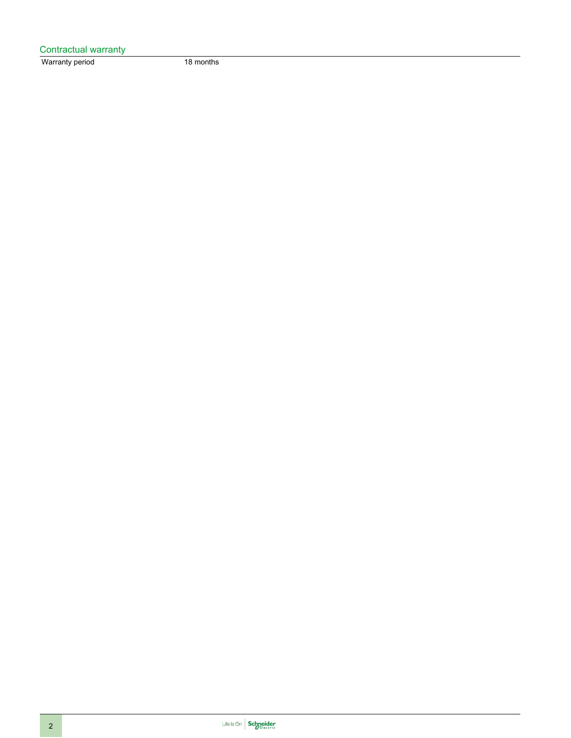## Contractual warranty

| Warranty period | 18 months |
| --- | --- |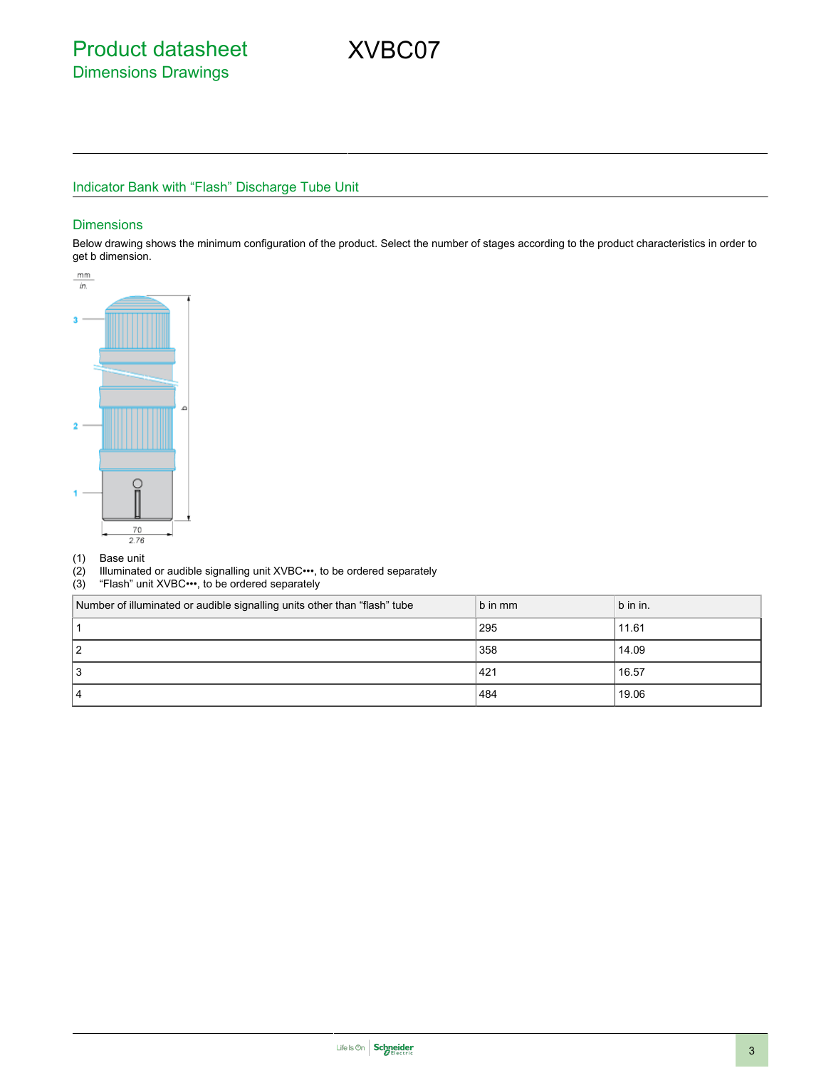# Product datasheet

## Dimensions Drawings

# XVBC07

## Indicator Bank with “Flash” Discharge Tube Unit

### Dimensions

Below drawing shows the minimum configuration of the product. Select the number of stages according to the product characteristics in order to get b dimension.

(1) Base unit
(2) Illuminated or audible signalling unit XVBC•••, to be ordered separately
(3) “Flash” unit XVBC•••, to be ordered separately

| Number of illuminated or audible signalling units other than “flash” tube | b in mm | b in in. |
|---|---|---|
| 1 | 295 | 11.61 |
| 2 | 358 | 14.09 |
| 3 | 421 | 16.57 |
| 4 | 484 | 19.06 |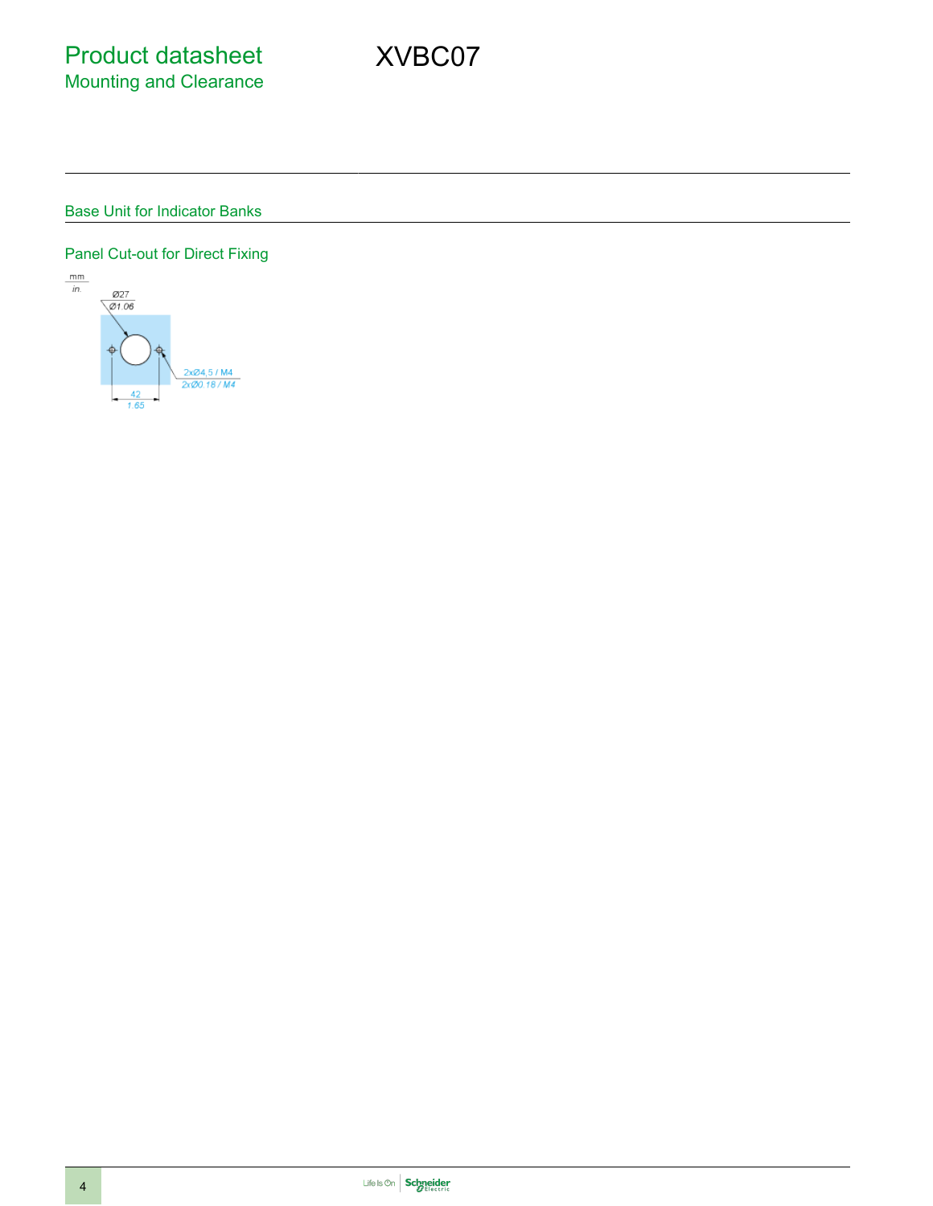# Product datasheet

## Mounting and Clearance

# XVBC07

### Base Unit for Indicator Banks

#### Panel Cut-out for Direct Fixing

mm
in.

Ø27
Ø1.06

2xØ4,5 / M4
2xØ0.18 / M4

42
1.65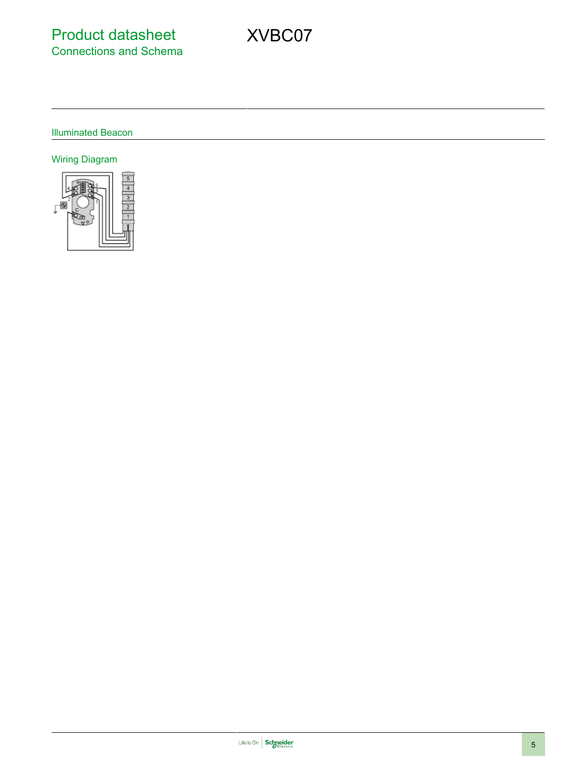# Product datasheet

## Connections and Schema

# XVBC07

## Illuminated Beacon

### Wiring Diagram

5
4
3
2
1